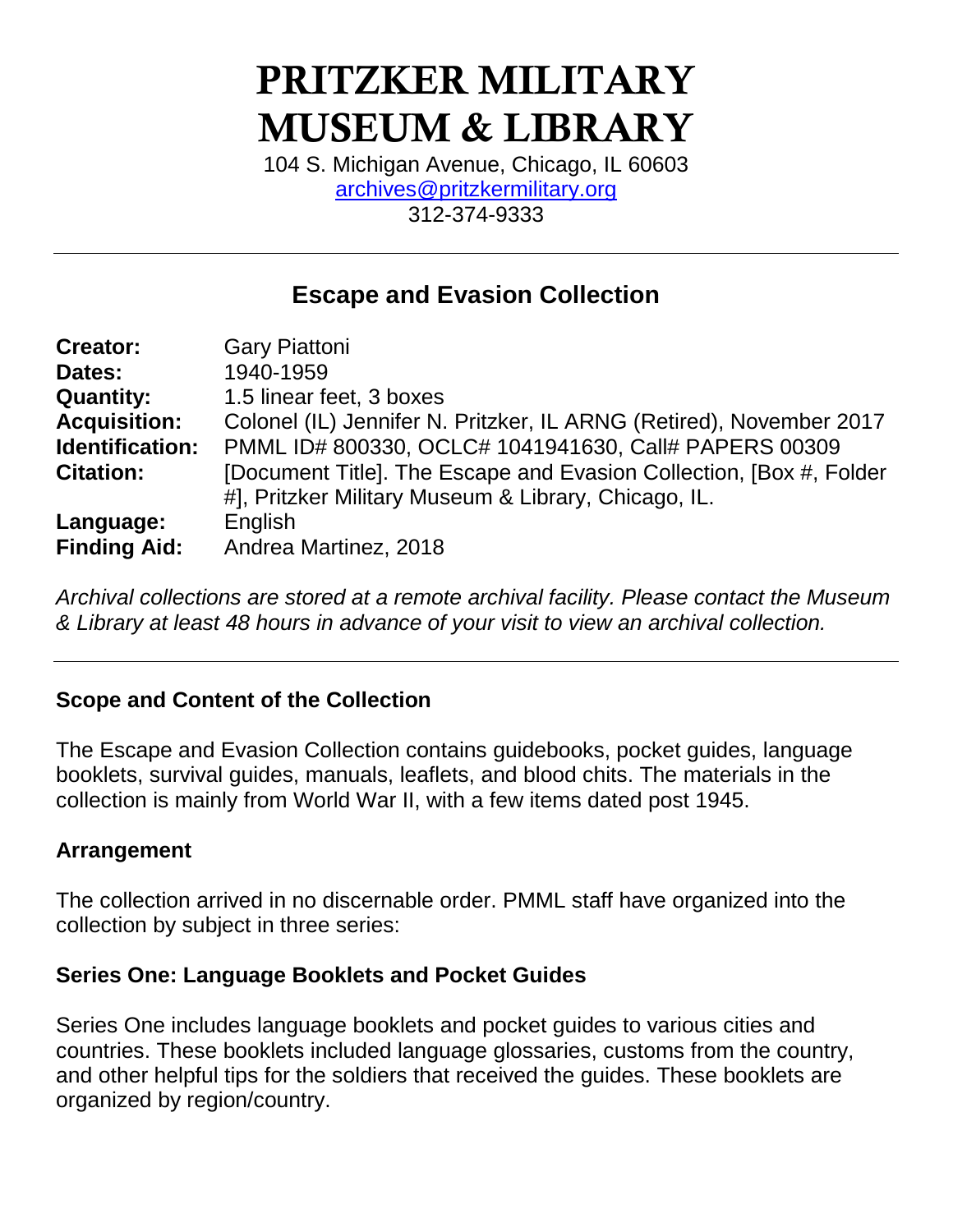# PRITZKER MILITARY MUSEUM & LIBRARY

104 S. Michigan Avenue, Chicago, IL 60603
archives@pritzkermilitary.org
312-374-9333

---

## Escape and Evasion Collection

| | |
|---|---|
| **Creator:** | Gary Piattoni |
| **Dates:** | 1940-1959 |
| **Quantity:** | 1.5 linear feet, 3 boxes |
| **Acquisition:** | Colonel (IL) Jennifer N. Pritzker, IL ARNG (Retired), November 2017 |
| **Identification:** | PMML ID# 800330, OCLC# 1041941630, Call# PAPERS 00309 |
| **Citation:** | [Document Title]. The Escape and Evasion Collection, [Box #, Folder #], Pritzker Military Museum & Library, Chicago, IL. |
| **Language:** | English |
| **Finding Aid:** | Andrea Martinez, 2018 |

*Archival collections are stored at a remote archival facility. Please contact the Museum & Library at least 48 hours in advance of your visit to view an archival collection.*

---

### Scope and Content of the Collection

The Escape and Evasion Collection contains guidebooks, pocket guides, language booklets, survival guides, manuals, leaflets, and blood chits. The materials in the collection is mainly from World War II, with a few items dated post 1945.

### Arrangement

The collection arrived in no discernable order. PMML staff have organized into the collection by subject in three series:

### Series One: Language Booklets and Pocket Guides

Series One includes language booklets and pocket guides to various cities and countries. These booklets included language glossaries, customs from the country, and other helpful tips for the soldiers that received the guides. These booklets are organized by region/country.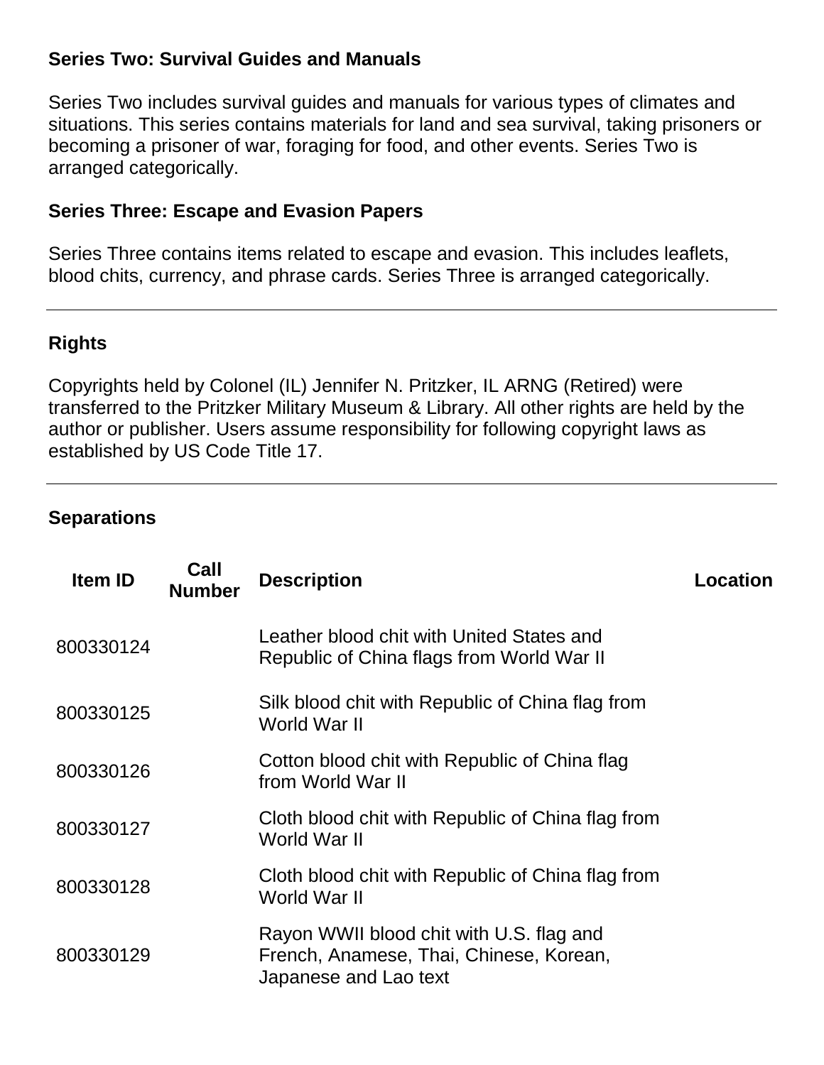### Series Two: Survival Guides and Manuals

Series Two includes survival guides and manuals for various types of climates and situations. This series contains materials for land and sea survival, taking prisoners or becoming a prisoner of war, foraging for food, and other events. Series Two is arranged categorically.

### Series Three: Escape and Evasion Papers

Series Three contains items related to escape and evasion. This includes leaflets, blood chits, currency, and phrase cards. Series Three is arranged categorically.

---

## Rights

Copyrights held by Colonel (IL) Jennifer N. Pritzker, IL ARNG (Retired) were transferred to the Pritzker Military Museum & Library. All other rights are held by the author or publisher. Users assume responsibility for following copyright laws as established by US Code Title 17.

---

## Separations

| Item ID | Call Number | Description | Location |
|---|---|---|---|
| 800330124 | | Leather blood chit with United States and Republic of China flags from World War II | |
| 800330125 | | Silk blood chit with Republic of China flag from World War II | |
| 800330126 | | Cotton blood chit with Republic of China flag from World War II | |
| 800330127 | | Cloth blood chit with Republic of China flag from World War II | |
| 800330128 | | Cloth blood chit with Republic of China flag from World War II | |
| 800330129 | | Rayon WWII blood chit with U.S. flag and French, Anamese, Thai, Chinese, Korean, Japanese and Lao text | |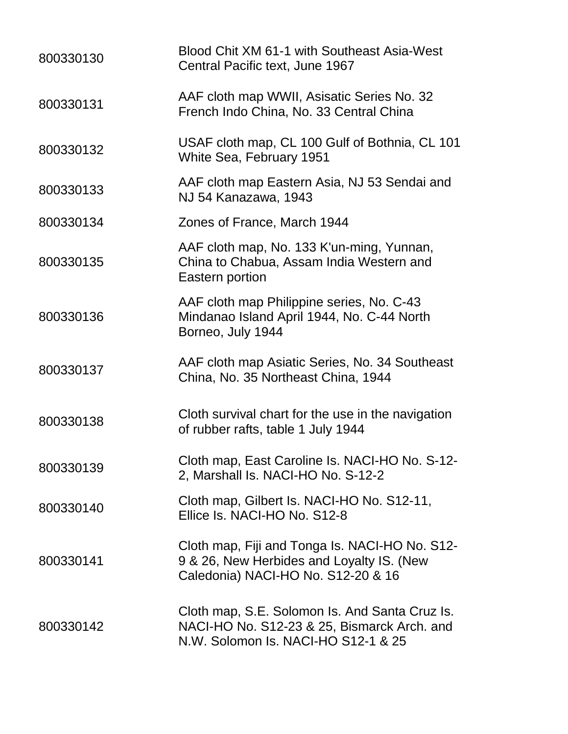| | |
|---|---|
| 800330130 | Blood Chit XM 61-1 with Southeast Asia-West Central Pacific text, June 1967 |
| 800330131 | AAF cloth map WWII, Asisatic Series No. 32 French Indo China, No. 33 Central China |
| 800330132 | USAF cloth map, CL 100 Gulf of Bothnia, CL 101 White Sea, February 1951 |
| 800330133 | AAF cloth map Eastern Asia, NJ 53 Sendai and NJ 54 Kanazawa, 1943 |
| 800330134 | Zones of France, March 1944 |
| 800330135 | AAF cloth map, No. 133 K'un-ming, Yunnan, China to Chabua, Assam India Western and Eastern portion |
| 800330136 | AAF cloth map Philippine series, No. C-43 Mindanao Island April 1944, No. C-44 North Borneo, July 1944 |
| 800330137 | AAF cloth map Asiatic Series, No. 34 Southeast China, No. 35 Northeast China, 1944 |
| 800330138 | Cloth survival chart for the use in the navigation of rubber rafts, table 1 July 1944 |
| 800330139 | Cloth map, East Caroline Is. NACI-HO No. S-12-2, Marshall Is. NACI-HO No. S-12-2 |
| 800330140 | Cloth map, Gilbert Is. NACI-HO No. S12-11, Ellice Is. NACI-HO No. S12-8 |
| 800330141 | Cloth map, Fiji and Tonga Is. NACI-HO No. S12-9 & 26, New Herbides and Loyalty IS. (New Caledonia) NACI-HO No. S12-20 & 16 |
| 800330142 | Cloth map, S.E. Solomon Is. And Santa Cruz Is. NACI-HO No. S12-23 & 25, Bismarck Arch. and N.W. Solomon Is. NACI-HO S12-1 & 25 |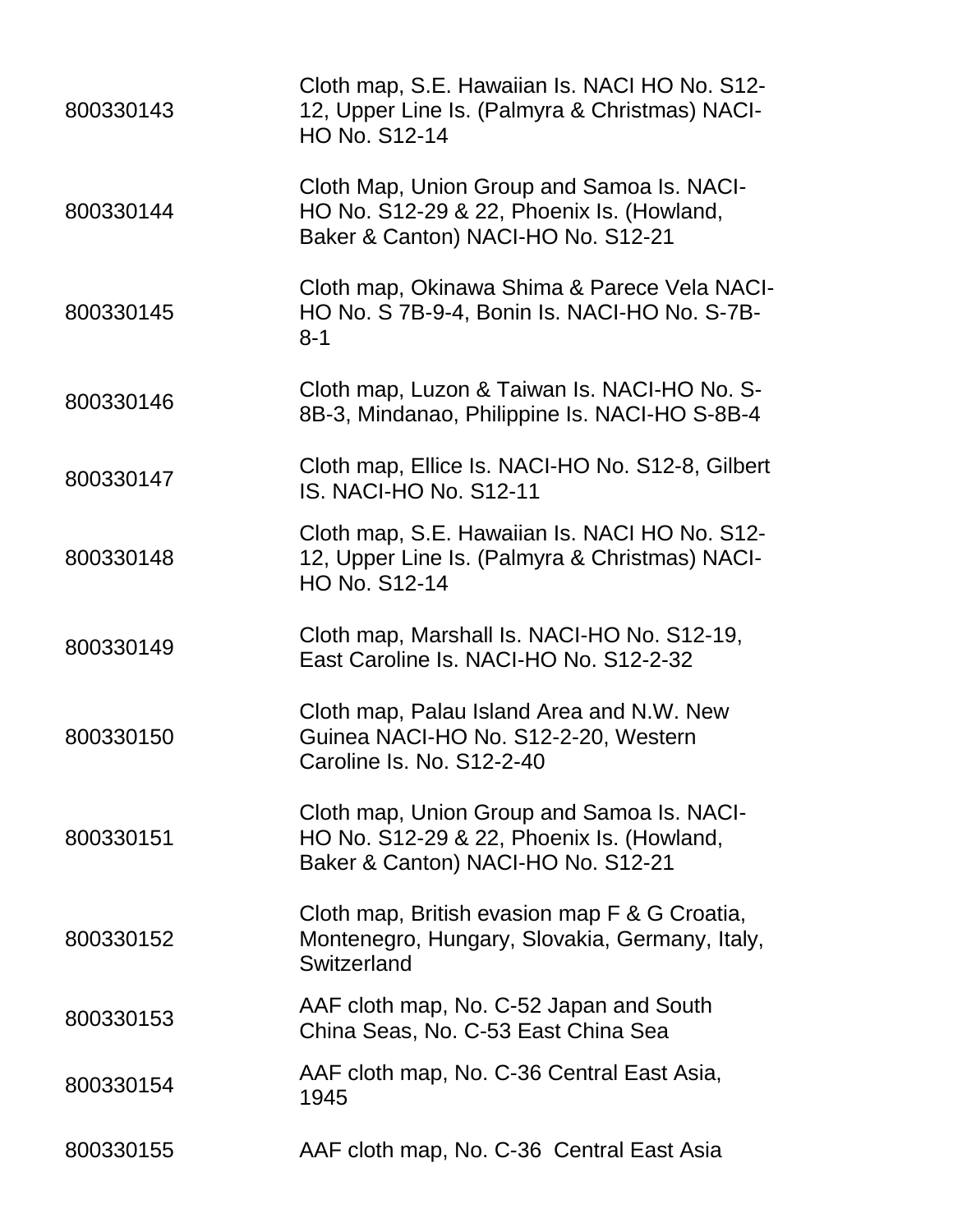| | |
|---|---|
| 800330143 | Cloth map, S.E. Hawaiian Is. NACI HO No. S12-12, Upper Line Is. (Palmyra & Christmas) NACI-HO No. S12-14 |
| 800330144 | Cloth Map, Union Group and Samoa Is. NACI-HO No. S12-29 & 22, Phoenix Is. (Howland, Baker & Canton) NACI-HO No. S12-21 |
| 800330145 | Cloth map, Okinawa Shima & Parece Vela NACI-HO No. S 7B-9-4, Bonin Is. NACI-HO No. S-7B-8-1 |
| 800330146 | Cloth map, Luzon & Taiwan Is. NACI-HO No. S-8B-3, Mindanao, Philippine Is. NACI-HO S-8B-4 |
| 800330147 | Cloth map, Ellice Is. NACI-HO No. S12-8, Gilbert IS. NACI-HO No. S12-11 |
| 800330148 | Cloth map, S.E. Hawaiian Is. NACI HO No. S12-12, Upper Line Is. (Palmyra & Christmas) NACI-HO No. S12-14 |
| 800330149 | Cloth map, Marshall Is. NACI-HO No. S12-19, East Caroline Is. NACI-HO No. S12-2-32 |
| 800330150 | Cloth map, Palau Island Area and N.W. New Guinea NACI-HO No. S12-2-20, Western Caroline Is. No. S12-2-40 |
| 800330151 | Cloth map, Union Group and Samoa Is. NACI-HO No. S12-29 & 22, Phoenix Is. (Howland, Baker & Canton) NACI-HO No. S12-21 |
| 800330152 | Cloth map, British evasion map F & G Croatia, Montenegro, Hungary, Slovakia, Germany, Italy, Switzerland |
| 800330153 | AAF cloth map, No. C-52 Japan and South China Seas, No. C-53 East China Sea |
| 800330154 | AAF cloth map, No. C-36 Central East Asia, 1945 |
| 800330155 | AAF cloth map, No. C-36 Central East Asia |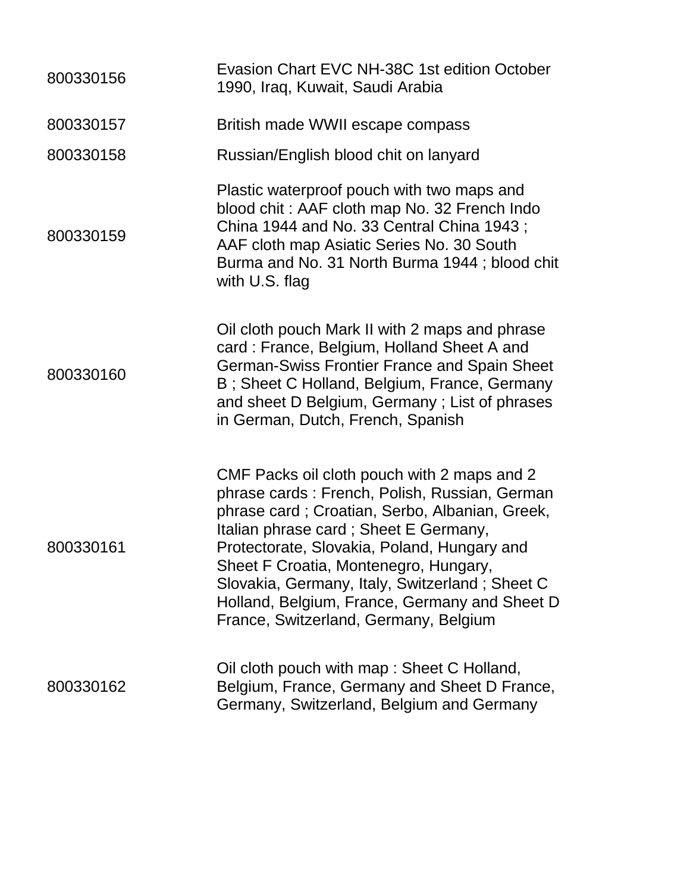| | |
|---|---|
| 800330156 | Evasion Chart EVC NH-38C 1st edition October 1990, Iraq, Kuwait, Saudi Arabia |
| 800330157 | British made WWII escape compass |
| 800330158 | Russian/English blood chit on lanyard |
| 800330159 | Plastic waterproof pouch with two maps and blood chit : AAF cloth map No. 32 French Indo China 1944 and No. 33 Central China 1943 ; AAF cloth map Asiatic Series No. 30 South Burma and No. 31 North Burma 1944 ; blood chit with U.S. flag |
| 800330160 | Oil cloth pouch Mark II with 2 maps and phrase card : France, Belgium, Holland Sheet A and German-Swiss Frontier France and Spain Sheet B ; Sheet C Holland, Belgium, France, Germany and sheet D Belgium, Germany ; List of phrases in German, Dutch, French, Spanish |
| 800330161 | CMF Packs oil cloth pouch with 2 maps and 2 phrase cards : French, Polish, Russian, German phrase card ; Croatian, Serbo, Albanian, Greek, Italian phrase card ; Sheet E Germany, Protectorate, Slovakia, Poland, Hungary and Sheet F Croatia, Montenegro, Hungary, Slovakia, Germany, Italy, Switzerland ; Sheet C Holland, Belgium, France, Germany and Sheet D France, Switzerland, Germany, Belgium |
| 800330162 | Oil cloth pouch with map : Sheet C Holland, Belgium, France, Germany and Sheet D France, Germany, Switzerland, Belgium and Germany |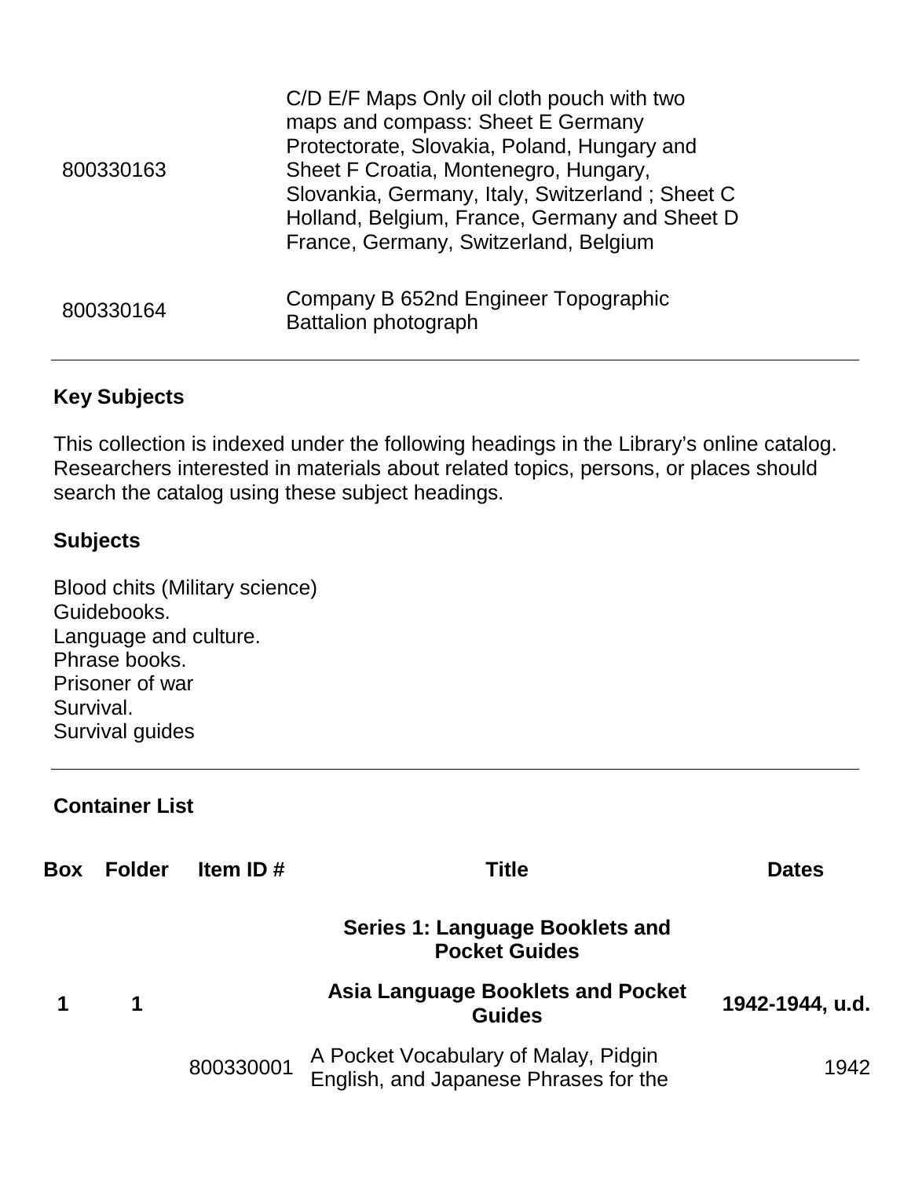| | |
|---|---|
| 800330163 | C/D E/F Maps Only oil cloth pouch with two maps and compass: Sheet E Germany Protectorate, Slovakia, Poland, Hungary and Sheet F Croatia, Montenegro, Hungary, Slovankia, Germany, Italy, Switzerland ; Sheet C Holland, Belgium, France, Germany and Sheet D France, Germany, Switzerland, Belgium |
| 800330164 | Company B 652nd Engineer Topographic Battalion photograph |

## Key Subjects

This collection is indexed under the following headings in the Library's online catalog. Researchers interested in materials about related topics, persons, or places should search the catalog using these subject headings.

### Subjects

Blood chits (Military science)
Guidebooks.
Language and culture.
Phrase books.
Prisoner of war
Survival.
Survival guides

## Container List

| Box | Folder | Item ID # | Title | Dates |
|---|---|---|---|---|
| | | | **Series 1: Language Booklets and Pocket Guides** | |
| **1** | **1** | | **Asia Language Booklets and Pocket Guides** | **1942-1944, u.d.** |
| | | 800330001 | A Pocket Vocabulary of Malay, Pidgin English, and Japanese Phrases for the | 1942 |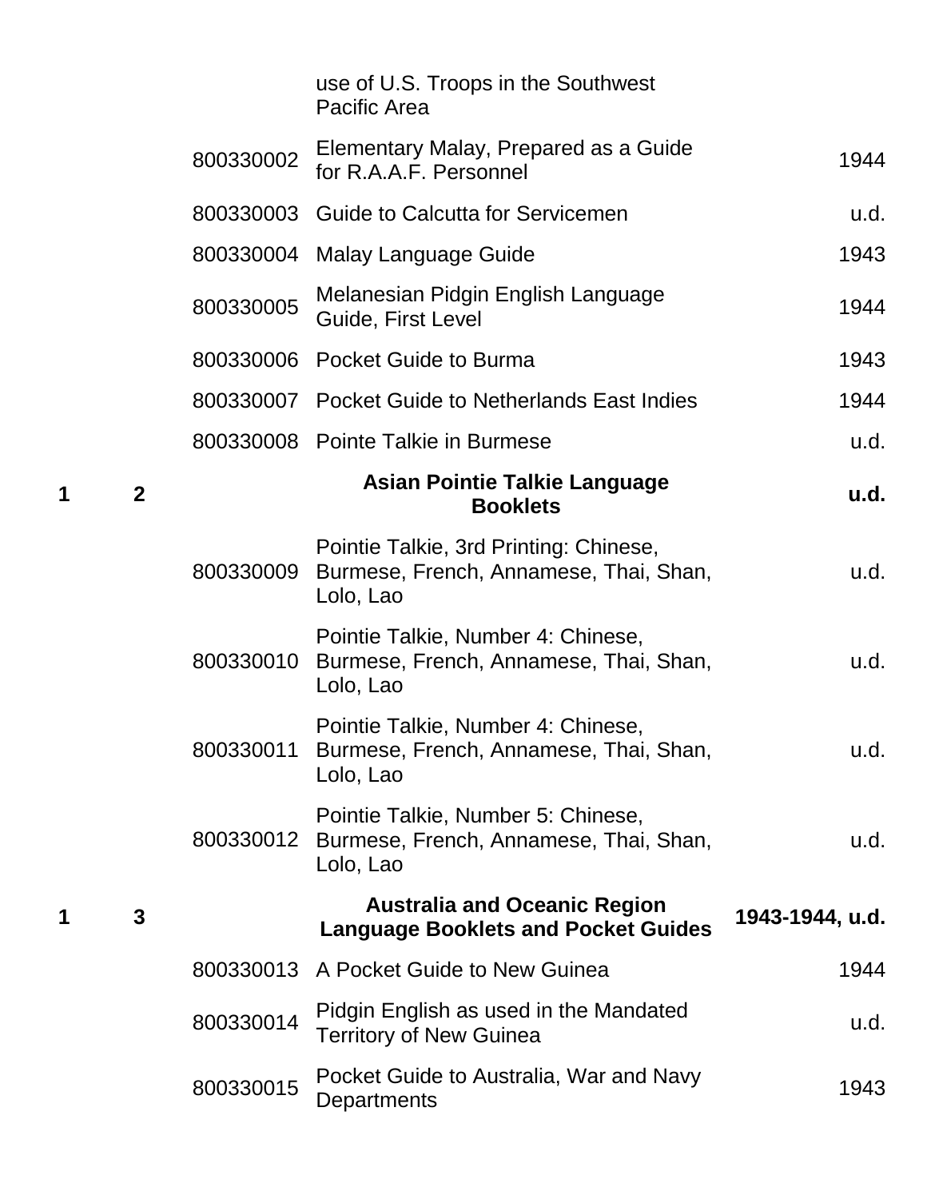| Box | Folder | Item | Title | Date |
|---|---|---|---|---|
| | | | use of U.S. Troops in the Southwest Pacific Area | |
| | | 800330002 | Elementary Malay, Prepared as a Guide for R.A.A.F. Personnel | 1944 |
| | | 800330003 | Guide to Calcutta for Servicemen | u.d. |
| | | 800330004 | Malay Language Guide | 1943 |
| | | 800330005 | Melanesian Pidgin English Language Guide, First Level | 1944 |
| | | 800330006 | Pocket Guide to Burma | 1943 |
| | | 800330007 | Pocket Guide to Netherlands East Indies | 1944 |
| | | 800330008 | Pointe Talkie in Burmese | u.d. |
| **1** | **2** | | **Asian Pointie Talkie Language Booklets** | **u.d.** |
| | | 800330009 | Pointie Talkie, 3rd Printing: Chinese, Burmese, French, Annamese, Thai, Shan, Lolo, Lao | u.d. |
| | | 800330010 | Pointie Talkie, Number 4: Chinese, Burmese, French, Annamese, Thai, Shan, Lolo, Lao | u.d. |
| | | 800330011 | Pointie Talkie, Number 4: Chinese, Burmese, French, Annamese, Thai, Shan, Lolo, Lao | u.d. |
| | | 800330012 | Pointie Talkie, Number 5: Chinese, Burmese, French, Annamese, Thai, Shan, Lolo, Lao | u.d. |
| **1** | **3** | | **Australia and Oceanic Region Language Booklets and Pocket Guides** | **1943-1944, u.d.** |
| | | 800330013 | A Pocket Guide to New Guinea | 1944 |
| | | 800330014 | Pidgin English as used in the Mandated Territory of New Guinea | u.d. |
| | | 800330015 | Pocket Guide to Australia, War and Navy Departments | 1943 |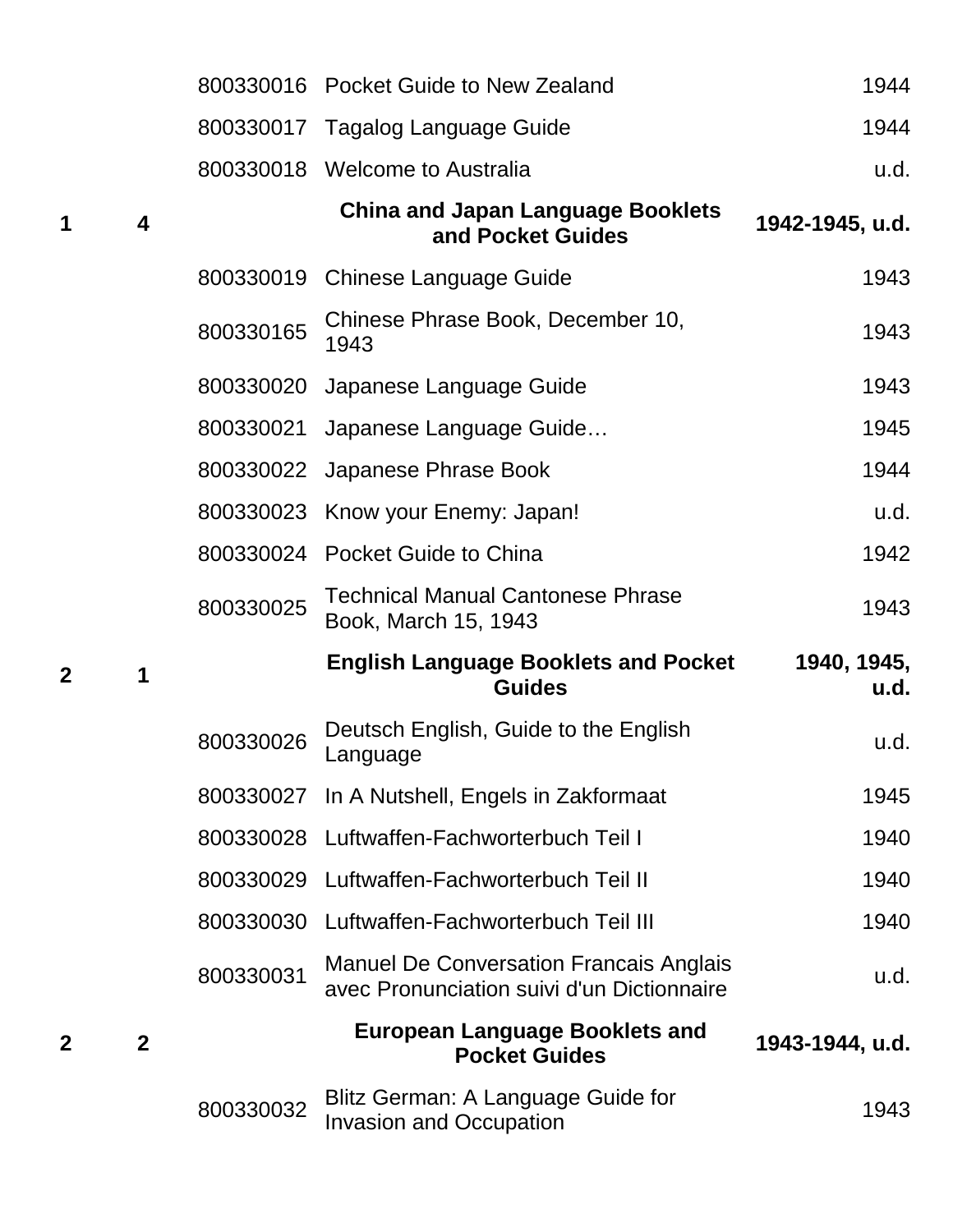| Box | Folder | Item ID | Title | Date |
|---|---|---|---|---|
| | | 800330016 | Pocket Guide to New Zealand | 1944 |
| | | 800330017 | Tagalog Language Guide | 1944 |
| | | 800330018 | Welcome to Australia | u.d. |
| **1** | **4** | | **China and Japan Language Booklets and Pocket Guides** | **1942-1945, u.d.** |
| | | 800330019 | Chinese Language Guide | 1943 |
| | | 800330165 | Chinese Phrase Book, December 10, 1943 | 1943 |
| | | 800330020 | Japanese Language Guide | 1943 |
| | | 800330021 | Japanese Language Guide… | 1945 |
| | | 800330022 | Japanese Phrase Book | 1944 |
| | | 800330023 | Know your Enemy: Japan! | u.d. |
| | | 800330024 | Pocket Guide to China | 1942 |
| | | 800330025 | Technical Manual Cantonese Phrase Book, March 15, 1943 | 1943 |
| **2** | **1** | | **English Language Booklets and Pocket Guides** | **1940, 1945, u.d.** |
| | | 800330026 | Deutsch English, Guide to the English Language | u.d. |
| | | 800330027 | In A Nutshell, Engels in Zakformaat | 1945 |
| | | 800330028 | Luftwaffen-Fachworterbuch Teil I | 1940 |
| | | 800330029 | Luftwaffen-Fachworterbuch Teil II | 1940 |
| | | 800330030 | Luftwaffen-Fachworterbuch Teil III | 1940 |
| | | 800330031 | Manuel De Conversation Francais Anglais avec Pronunciation suivi d'un Dictionnaire | u.d. |
| **2** | **2** | | **European Language Booklets and Pocket Guides** | **1943-1944, u.d.** |
| | | 800330032 | Blitz German: A Language Guide for Invasion and Occupation | 1943 |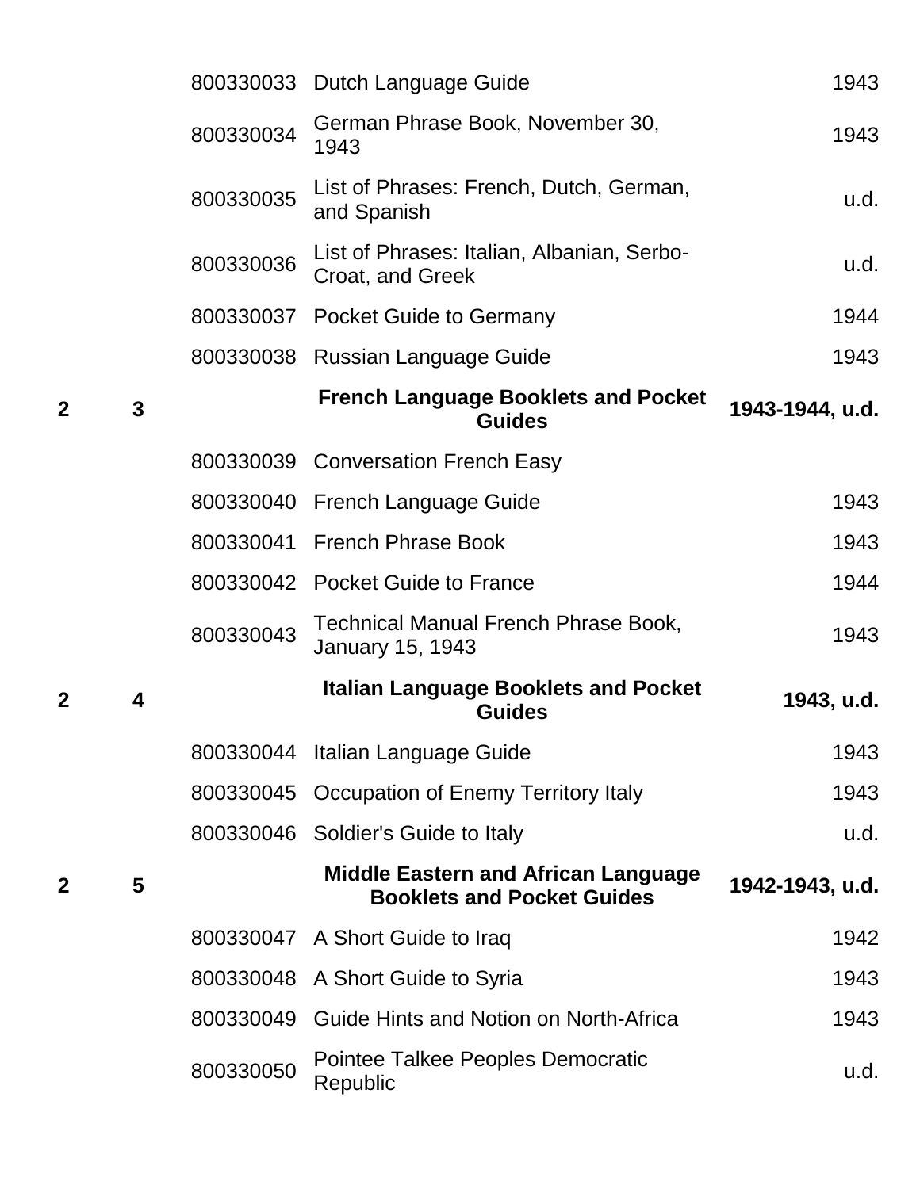| | | | | |
|---|---|---|---|---|
| | | 800330033 | Dutch Language Guide | 1943 |
| | | 800330034 | German Phrase Book, November 30, 1943 | 1943 |
| | | 800330035 | List of Phrases: French, Dutch, German, and Spanish | u.d. |
| | | 800330036 | List of Phrases: Italian, Albanian, Serbo-Croat, and Greek | u.d. |
| | | 800330037 | Pocket Guide to Germany | 1944 |
| | | 800330038 | Russian Language Guide | 1943 |
| **2** | **3** | | **French Language Booklets and Pocket Guides** | **1943-1944, u.d.** |
| | | 800330039 | Conversation French Easy | |
| | | 800330040 | French Language Guide | 1943 |
| | | 800330041 | French Phrase Book | 1943 |
| | | 800330042 | Pocket Guide to France | 1944 |
| | | 800330043 | Technical Manual French Phrase Book, January 15, 1943 | 1943 |
| **2** | **4** | | **Italian Language Booklets and Pocket Guides** | **1943, u.d.** |
| | | 800330044 | Italian Language Guide | 1943 |
| | | 800330045 | Occupation of Enemy Territory Italy | 1943 |
| | | 800330046 | Soldier's Guide to Italy | u.d. |
| **2** | **5** | | **Middle Eastern and African Language Booklets and Pocket Guides** | **1942-1943, u.d.** |
| | | 800330047 | A Short Guide to Iraq | 1942 |
| | | 800330048 | A Short Guide to Syria | 1943 |
| | | 800330049 | Guide Hints and Notion on North-Africa | 1943 |
| | | 800330050 | Pointee Talkee Peoples Democratic Republic | u.d. |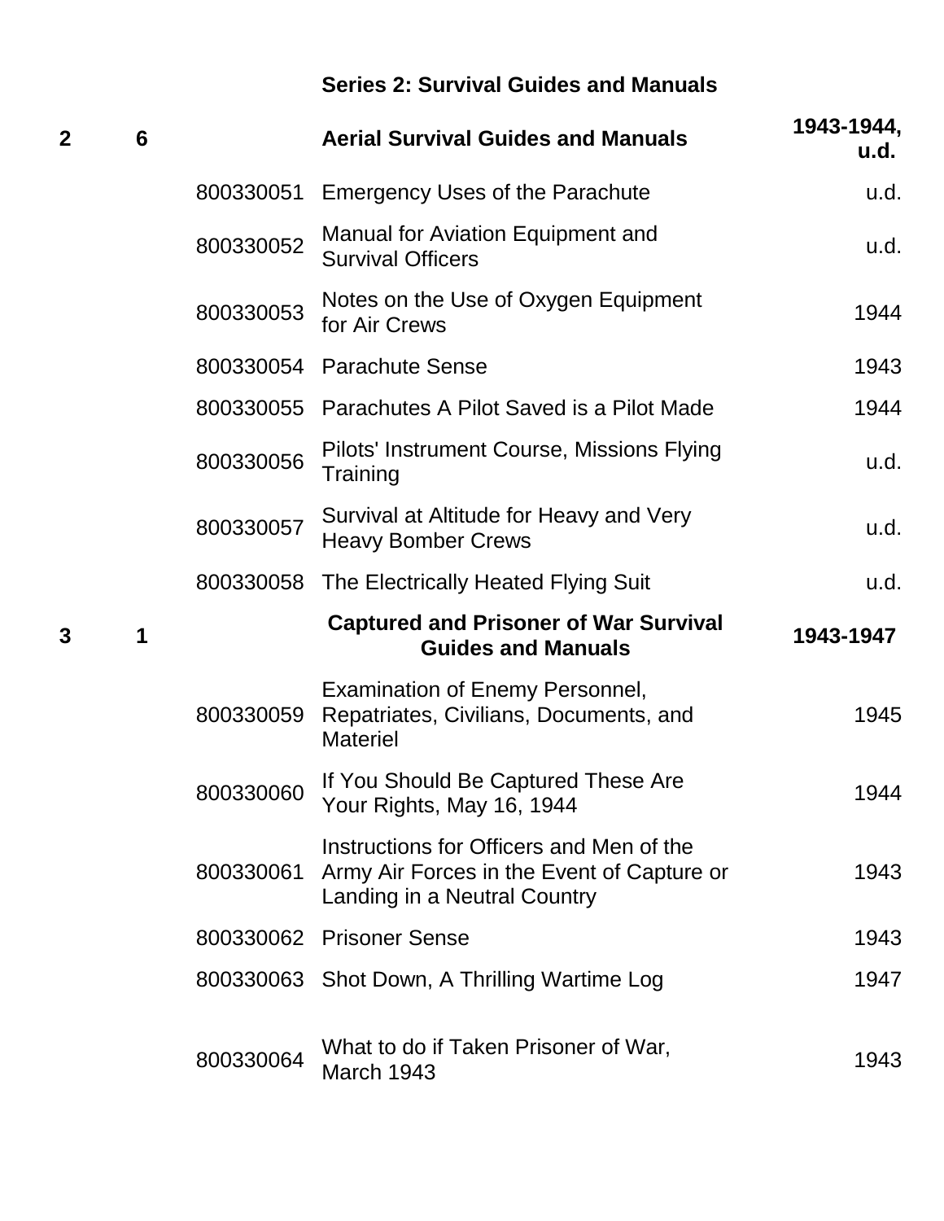### Series 2: Survival Guides and Manuals

| Box | Folder | Item | Title | Date |
|---|---|---|---|---|
| **2** | **6** | | **Aerial Survival Guides and Manuals** | **1943-1944, u.d.** |
| | | 800330051 | Emergency Uses of the Parachute | u.d. |
| | | 800330052 | Manual for Aviation Equipment and Survival Officers | u.d. |
| | | 800330053 | Notes on the Use of Oxygen Equipment for Air Crews | 1944 |
| | | 800330054 | Parachute Sense | 1943 |
| | | 800330055 | Parachutes A Pilot Saved is a Pilot Made | 1944 |
| | | 800330056 | Pilots' Instrument Course, Missions Flying Training | u.d. |
| | | 800330057 | Survival at Altitude for Heavy and Very Heavy Bomber Crews | u.d. |
| | | 800330058 | The Electrically Heated Flying Suit | u.d. |
| **3** | **1** | | **Captured and Prisoner of War Survival Guides and Manuals** | **1943-1947** |
| | | 800330059 | Examination of Enemy Personnel, Repatriates, Civilians, Documents, and Materiel | 1945 |
| | | 800330060 | If You Should Be Captured These Are Your Rights, May 16, 1944 | 1944 |
| | | 800330061 | Instructions for Officers and Men of the Army Air Forces in the Event of Capture or Landing in a Neutral Country | 1943 |
| | | 800330062 | Prisoner Sense | 1943 |
| | | 800330063 | Shot Down, A Thrilling Wartime Log | 1947 |
| | | 800330064 | What to do if Taken Prisoner of War, March 1943 | 1943 |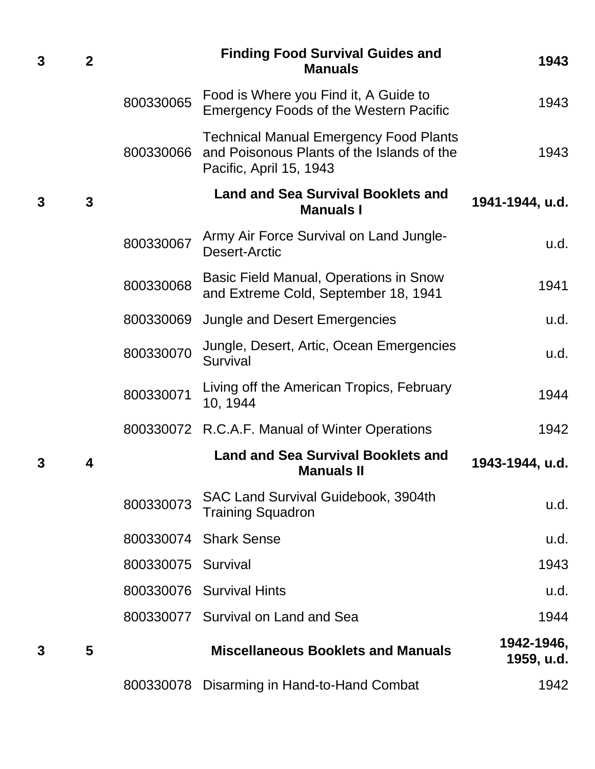| Box | Folder | Item | Title | Date |
|---|---|---|---|---|
| 3 | 2 | | **Finding Food Survival Guides and Manuals** | **1943** |
| | | 800330065 | Food is Where you Find it, A Guide to Emergency Foods of the Western Pacific | 1943 |
| | | 800330066 | Technical Manual Emergency Food Plants and Poisonous Plants of the Islands of the Pacific, April 15, 1943 | 1943 |
| 3 | 3 | | **Land and Sea Survival Booklets and Manuals I** | **1941-1944, u.d.** |
| | | 800330067 | Army Air Force Survival on Land Jungle-Desert-Arctic | u.d. |
| | | 800330068 | Basic Field Manual, Operations in Snow and Extreme Cold, September 18, 1941 | 1941 |
| | | 800330069 | Jungle and Desert Emergencies | u.d. |
| | | 800330070 | Jungle, Desert, Artic, Ocean Emergencies Survival | u.d. |
| | | 800330071 | Living off the American Tropics, February 10, 1944 | 1944 |
| | | 800330072 | R.C.A.F. Manual of Winter Operations | 1942 |
| 3 | 4 | | **Land and Sea Survival Booklets and Manuals II** | **1943-1944, u.d.** |
| | | 800330073 | SAC Land Survival Guidebook, 3904th Training Squadron | u.d. |
| | | 800330074 | Shark Sense | u.d. |
| | | 800330075 | Survival | 1943 |
| | | 800330076 | Survival Hints | u.d. |
| | | 800330077 | Survival on Land and Sea | 1944 |
| 3 | 5 | | **Miscellaneous Booklets and Manuals** | **1942-1946, 1959, u.d.** |
| | | 800330078 | Disarming in Hand-to-Hand Combat | 1942 |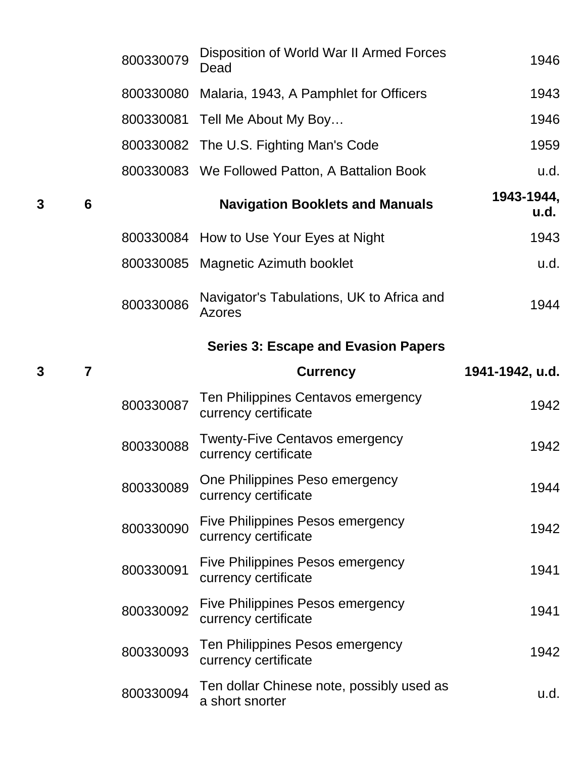| | | | | |
|---|---|---|---|---|
| | | 800330079 | Disposition of World War II Armed Forces Dead | 1946 |
| | | 800330080 | Malaria, 1943, A Pamphlet for Officers | 1943 |
| | | 800330081 | Tell Me About My Boy… | 1946 |
| | | 800330082 | The U.S. Fighting Man's Code | 1959 |
| | | 800330083 | We Followed Patton, A Battalion Book | u.d. |
| **3** | **6** | | **Navigation Booklets and Manuals** | **1943-1944, u.d.** |
| | | 800330084 | How to Use Your Eyes at Night | 1943 |
| | | 800330085 | Magnetic Azimuth booklet | u.d. |
| | | 800330086 | Navigator's Tabulations, UK to Africa and Azores | 1944 |
| | | | **Series 3: Escape and Evasion Papers** | |
| **3** | **7** | | **Currency** | **1941-1942, u.d.** |
| | | 800330087 | Ten Philippines Centavos emergency currency certificate | 1942 |
| | | 800330088 | Twenty-Five Centavos emergency currency certificate | 1942 |
| | | 800330089 | One Philippines Peso emergency currency certificate | 1944 |
| | | 800330090 | Five Philippines Pesos emergency currency certificate | 1942 |
| | | 800330091 | Five Philippines Pesos emergency currency certificate | 1941 |
| | | 800330092 | Five Philippines Pesos emergency currency certificate | 1941 |
| | | 800330093 | Ten Philippines Pesos emergency currency certificate | 1942 |
| | | 800330094 | Ten dollar Chinese note, possibly used as a short snorter | u.d. |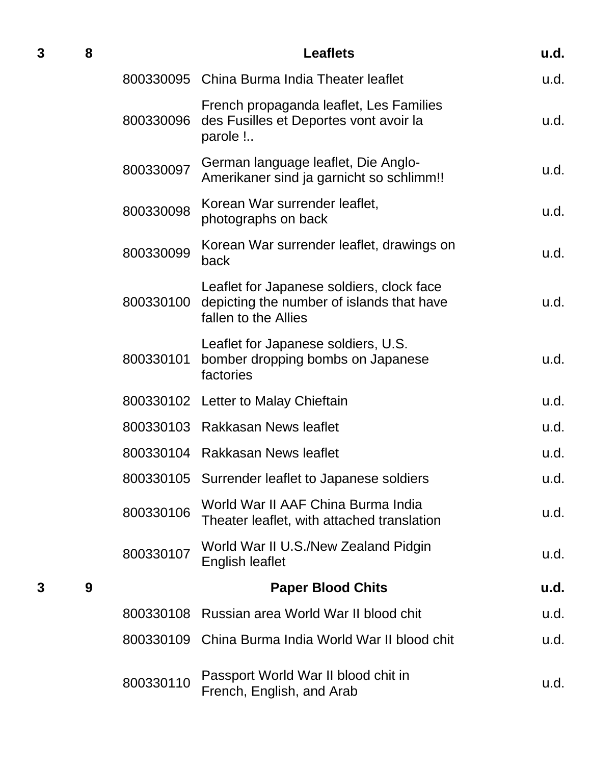| Box | Folder | ID | Description | Date |
|---|---|---|---|---|
| 3 | 8 | | **Leaflets** | **u.d.** |
| | | 800330095 | China Burma India Theater leaflet | u.d. |
| | | 800330096 | French propaganda leaflet, Les Families des Fusilles et Deportes vont avoir la parole !.. | u.d. |
| | | 800330097 | German language leaflet, Die Anglo-Amerikaner sind ja garnicht so schlimm!! | u.d. |
| | | 800330098 | Korean War surrender leaflet, photographs on back | u.d. |
| | | 800330099 | Korean War surrender leaflet, drawings on back | u.d. |
| | | 800330100 | Leaflet for Japanese soldiers, clock face depicting the number of islands that have fallen to the Allies | u.d. |
| | | 800330101 | Leaflet for Japanese soldiers, U.S. bomber dropping bombs on Japanese factories | u.d. |
| | | 800330102 | Letter to Malay Chieftain | u.d. |
| | | 800330103 | Rakkasan News leaflet | u.d. |
| | | 800330104 | Rakkasan News leaflet | u.d. |
| | | 800330105 | Surrender leaflet to Japanese soldiers | u.d. |
| | | 800330106 | World War II AAF China Burma India Theater leaflet, with attached translation | u.d. |
| | | 800330107 | World War II U.S./New Zealand Pidgin English leaflet | u.d. |
| 3 | 9 | | **Paper Blood Chits** | **u.d.** |
| | | 800330108 | Russian area World War II blood chit | u.d. |
| | | 800330109 | China Burma India World War II blood chit | u.d. |
| | | 800330110 | Passport World War II blood chit in French, English, and Arab | u.d. |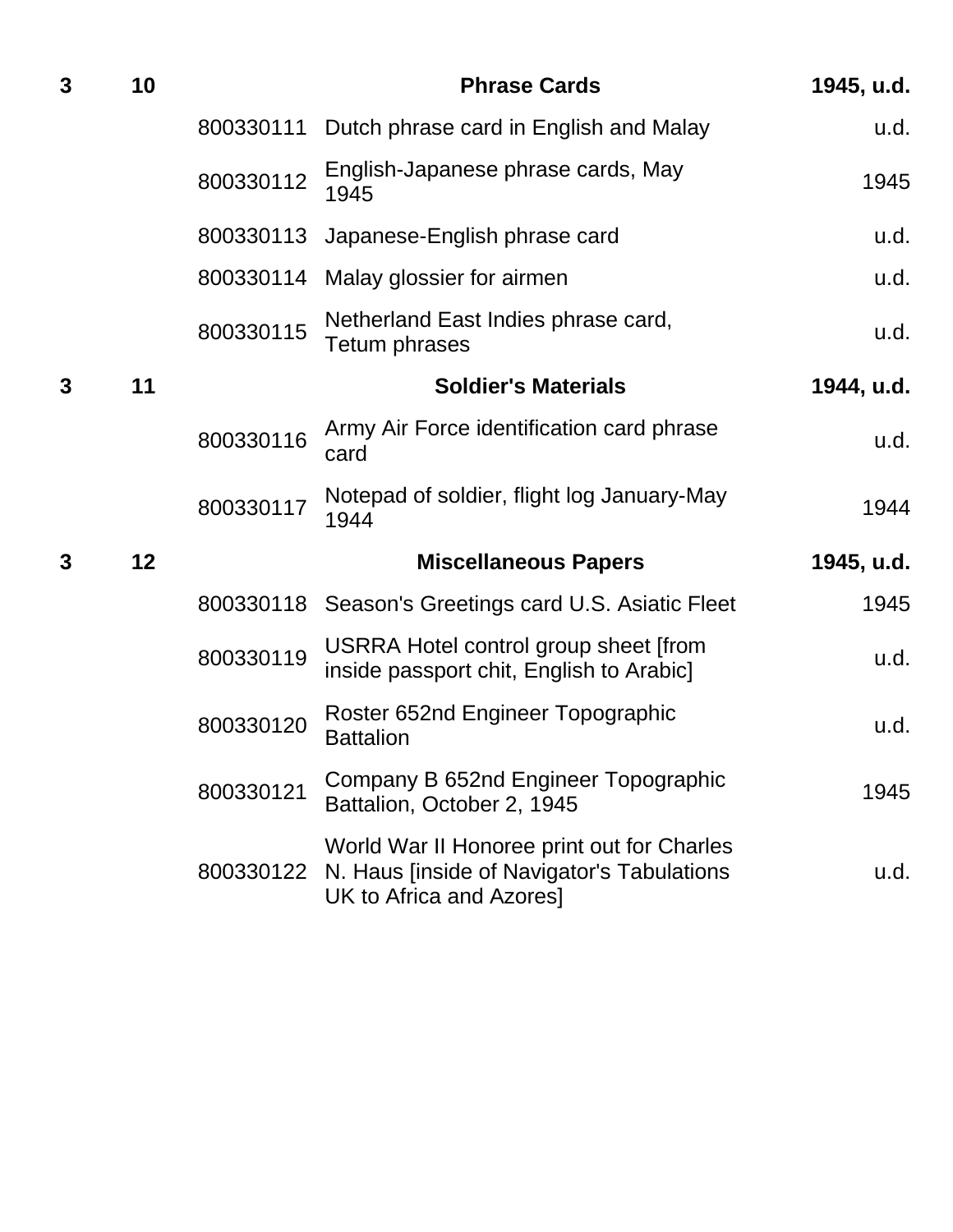| | | | | |
|---|---|---|---|---|
| **3** | **10** | | **Phrase Cards** | **1945, u.d.** |
| | | 800330111 | Dutch phrase card in English and Malay | u.d. |
| | | 800330112 | English-Japanese phrase cards, May 1945 | 1945 |
| | | 800330113 | Japanese-English phrase card | u.d. |
| | | 800330114 | Malay glossier for airmen | u.d. |
| | | 800330115 | Netherland East Indies phrase card, Tetum phrases | u.d. |
| **3** | **11** | | **Soldier's Materials** | **1944, u.d.** |
| | | 800330116 | Army Air Force identification card phrase card | u.d. |
| | | 800330117 | Notepad of soldier, flight log January-May 1944 | 1944 |
| **3** | **12** | | **Miscellaneous Papers** | **1945, u.d.** |
| | | 800330118 | Season's Greetings card U.S. Asiatic Fleet | 1945 |
| | | 800330119 | USRRA Hotel control group sheet [from inside passport chit, English to Arabic] | u.d. |
| | | 800330120 | Roster 652nd Engineer Topographic Battalion | u.d. |
| | | 800330121 | Company B 652nd Engineer Topographic Battalion, October 2, 1945 | 1945 |
| | | 800330122 | World War II Honoree print out for Charles N. Haus [inside of Navigator's Tabulations UK to Africa and Azores] | u.d. |